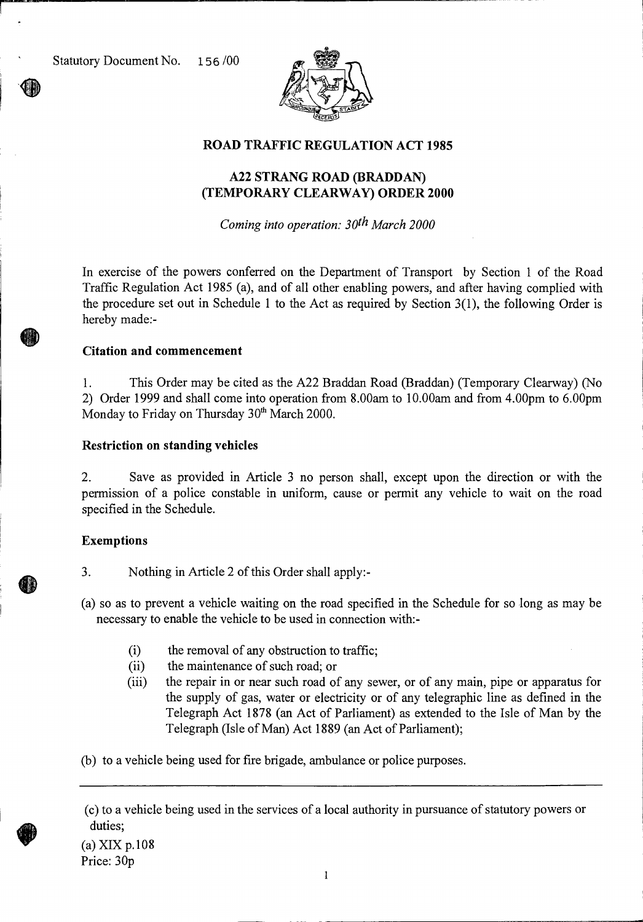Statutory Document No. 156 /00

# ROAD TRAFFIC REGULATION ACT 1985

## A22 STRANG ROAD (BRADDAN) (TEMPORARY CLEARWAY) ORDER 2000

*Coming into operation: 30th March 2000*

In exercise of the powers conferred on the Department of Transport by Section 1 of the Road Traffic Regulation Act 1985 (a), and of all other enabling powers, and after having complied with the procedure set out in Schedule 1 to the Act as required by Section 3(1), the following Order is hereby made:-

### Citation and commencement

1. This Order may be cited as the A22 Braddan Road (Braddan) (Temporary Clearway) (No 2) Order 1999 and shall come into operation from 8.00am to 10.00am and from 4.00pm to 6.00pm Monday to Friday on Thursday 30th March 2000.

### Restriction on standing vehicles

2. Save as provided in Article 3 no person shall, except upon the direction or with the permission of a police constable in uniform, cause or permit any vehicle to wait on the road specified in the Schedule.

### Exemptions

3. Nothing in Article 2 of this Order shall apply:-

(a) so as to prevent a vehicle waiting on the road specified in the Schedule for so long as may be necessary to enable the vehicle to be used in connection with:-

   (i) the removal of any obstruction to traffic;
   (ii) the maintenance of such road; or
   (iii) the repair in or near such road of any sewer, or of any main, pipe or apparatus for the supply of gas, water or electricity or of any telegraphic line as defined in the Telegraph Act 1878 (an Act of Parliament) as extended to the Isle of Man by the Telegraph (Isle of Man) Act 1889 (an Act of Parliament);

(b) to a vehicle being used for fire brigade, ambulance or police purposes.

---

(c) to a vehicle being used in the services of a local authority in pursuance of statutory powers or duties;

(a) XIX p.108

Price: 30p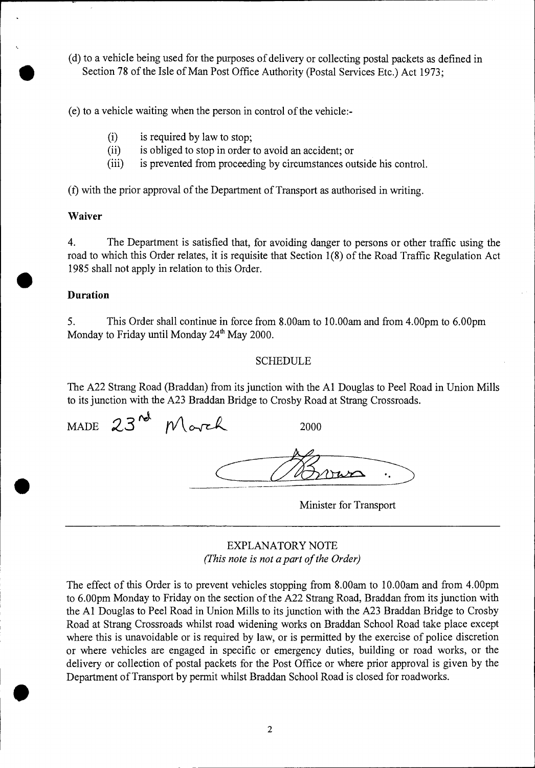(d) to a vehicle being used for the purposes of delivery or collecting postal packets as defined in Section 78 of the Isle of Man Post Office Authority (Postal Services Etc.) Act 1973;

(e) to a vehicle waiting when the person in control of the vehicle:-

- (i) is required by law to stop;
- (ii) is obliged to stop in order to avoid an accident; or
- (iii) is prevented from proceeding by circumstances outside his control.

(f) with the prior approval of the Department of Transport as authorised in writing.

**Waiver**

4. The Department is satisfied that, for avoiding danger to persons or other traffic using the road to which this Order relates, it is requisite that Section 1(8) of the Road Traffic Regulation Act 1985 shall not apply in relation to this Order.

**Duration**

5. This Order shall continue in force from 8.00am to 10.00am and from 4.00pm to 6.00pm Monday to Friday until Monday 24th May 2000.

SCHEDULE

The A22 Strang Road (Braddan) from its junction with the A1 Douglas to Peel Road in Union Mills to its junction with the A23 Braddan Bridge to Crosby Road at Strang Crossroads.

MADE 23rd March 2000

Minister for Transport

EXPLANATORY NOTE

*(This note is not a part of the Order)*

The effect of this Order is to prevent vehicles stopping from 8.00am to 10.00am and from 4.00pm to 6.00pm Monday to Friday on the section of the A22 Strang Road, Braddan from its junction with the A1 Douglas to Peel Road in Union Mills to its junction with the A23 Braddan Bridge to Crosby Road at Strang Crossroads whilst road widening works on Braddan School Road take place except where this is unavoidable or is required by law, or is permitted by the exercise of police discretion or where vehicles are engaged in specific or emergency duties, building or road works, or the delivery or collection of postal packets for the Post Office or where prior approval is given by the Department of Transport by permit whilst Braddan School Road is closed for roadworks.